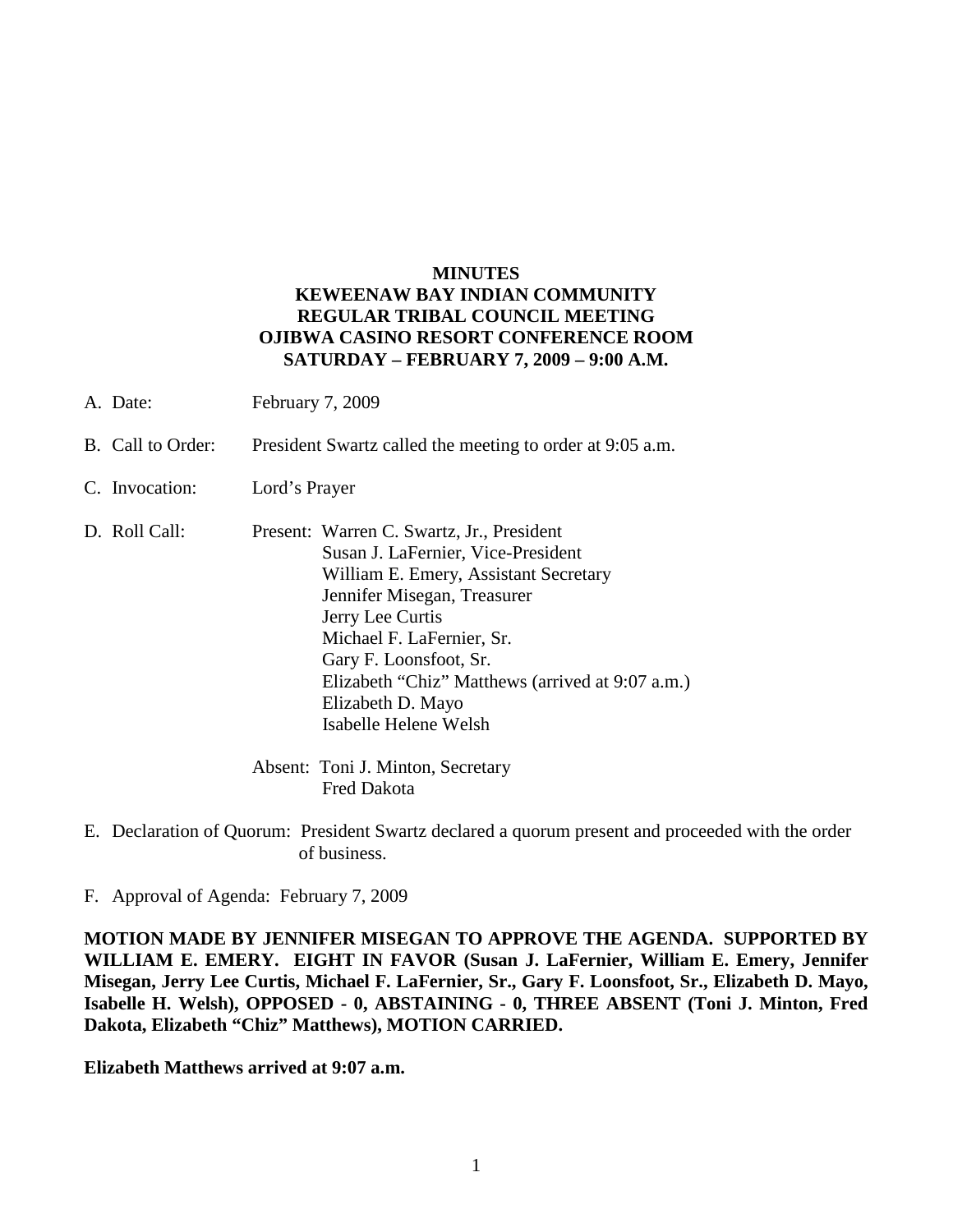**MINUTES**
**KEWEENAW BAY INDIAN COMMUNITY**
**REGULAR TRIBAL COUNCIL MEETING**
**OJIBWA CASINO RESORT CONFERENCE ROOM**
**SATURDAY – FEBRUARY 7, 2009 – 9:00 A.M.**

A. Date: February 7, 2009

B. Call to Order: President Swartz called the meeting to order at 9:05 a.m.

C. Invocation: Lord's Prayer

D. Roll Call: Present: Warren C. Swartz, Jr., President
Susan J. LaFernier, Vice-President
William E. Emery, Assistant Secretary
Jennifer Misegan, Treasurer
Jerry Lee Curtis
Michael F. LaFernier, Sr.
Gary F. Loonsfoot, Sr.
Elizabeth "Chiz" Matthews (arrived at 9:07 a.m.)
Elizabeth D. Mayo
Isabelle Helene Welsh

Absent: Toni J. Minton, Secretary
Fred Dakota

E. Declaration of Quorum: President Swartz declared a quorum present and proceeded with the order of business.

F. Approval of Agenda: February 7, 2009

**MOTION MADE BY JENNIFER MISEGAN TO APPROVE THE AGENDA. SUPPORTED BY WILLIAM E. EMERY. EIGHT IN FAVOR (Susan J. LaFernier, William E. Emery, Jennifer Misegan, Jerry Lee Curtis, Michael F. LaFernier, Sr., Gary F. Loonsfoot, Sr., Elizabeth D. Mayo, Isabelle H. Welsh), OPPOSED - 0, ABSTAINING - 0, THREE ABSENT (Toni J. Minton, Fred Dakota, Elizabeth "Chiz" Matthews), MOTION CARRIED.**

**Elizabeth Matthews arrived at 9:07 a.m.**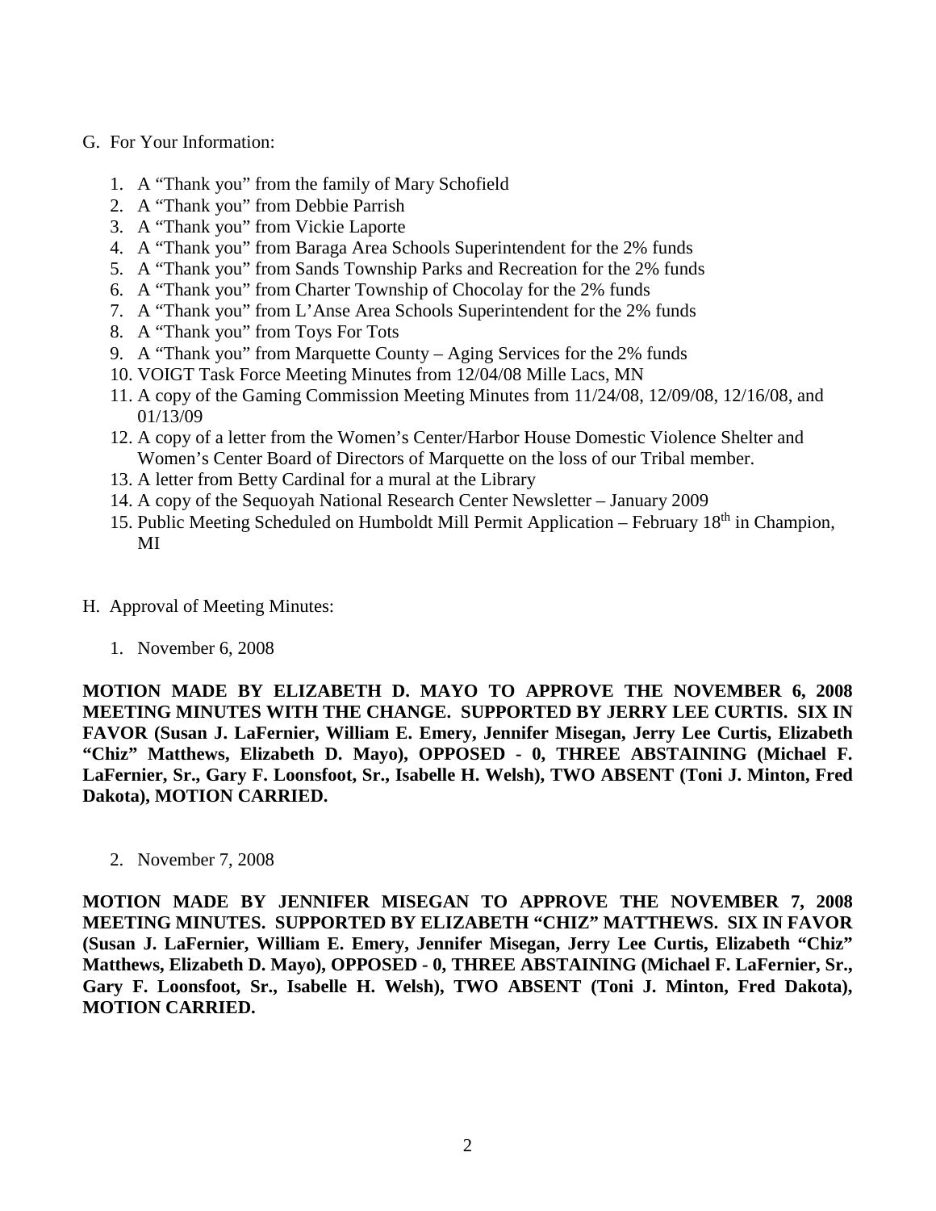G. For Your Information:

1. A "Thank you" from the family of Mary Schofield
2. A "Thank you" from Debbie Parrish
3. A "Thank you" from Vickie Laporte
4. A "Thank you" from Baraga Area Schools Superintendent for the 2% funds
5. A "Thank you" from Sands Township Parks and Recreation for the 2% funds
6. A "Thank you" from Charter Township of Chocolay for the 2% funds
7. A "Thank you" from L'Anse Area Schools Superintendent for the 2% funds
8. A "Thank you" from Toys For Tots
9. A "Thank you" from Marquette County – Aging Services for the 2% funds
10. VOIGT Task Force Meeting Minutes from 12/04/08 Mille Lacs, MN
11. A copy of the Gaming Commission Meeting Minutes from 11/24/08, 12/09/08, 12/16/08, and 01/13/09
12. A copy of a letter from the Women's Center/Harbor House Domestic Violence Shelter and Women's Center Board of Directors of Marquette on the loss of our Tribal member.
13. A letter from Betty Cardinal for a mural at the Library
14. A copy of the Sequoyah National Research Center Newsletter – January 2009
15. Public Meeting Scheduled on Humboldt Mill Permit Application – February 18th in Champion, MI

H. Approval of Meeting Minutes:

1. November 6, 2008

**MOTION MADE BY ELIZABETH D. MAYO TO APPROVE THE NOVEMBER 6, 2008 MEETING MINUTES WITH THE CHANGE. SUPPORTED BY JERRY LEE CURTIS. SIX IN FAVOR (Susan J. LaFernier, William E. Emery, Jennifer Misegan, Jerry Lee Curtis, Elizabeth "Chiz" Matthews, Elizabeth D. Mayo), OPPOSED - 0, THREE ABSTAINING (Michael F. LaFernier, Sr., Gary F. Loonsfoot, Sr., Isabelle H. Welsh), TWO ABSENT (Toni J. Minton, Fred Dakota), MOTION CARRIED.**

2. November 7, 2008

**MOTION MADE BY JENNIFER MISEGAN TO APPROVE THE NOVEMBER 7, 2008 MEETING MINUTES. SUPPORTED BY ELIZABETH "CHIZ" MATTHEWS. SIX IN FAVOR (Susan J. LaFernier, William E. Emery, Jennifer Misegan, Jerry Lee Curtis, Elizabeth "Chiz" Matthews, Elizabeth D. Mayo), OPPOSED - 0, THREE ABSTAINING (Michael F. LaFernier, Sr., Gary F. Loonsfoot, Sr., Isabelle H. Welsh), TWO ABSENT (Toni J. Minton, Fred Dakota), MOTION CARRIED.**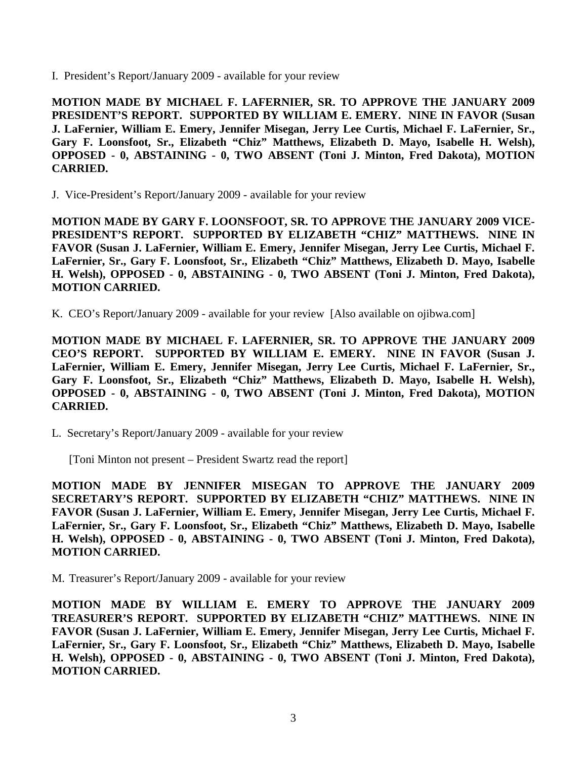I. President's Report/January 2009 - available for your review

**MOTION MADE BY MICHAEL F. LAFERNIER, SR. TO APPROVE THE JANUARY 2009 PRESIDENT'S REPORT. SUPPORTED BY WILLIAM E. EMERY. NINE IN FAVOR (Susan J. LaFernier, William E. Emery, Jennifer Misegan, Jerry Lee Curtis, Michael F. LaFernier, Sr., Gary F. Loonsfoot, Sr., Elizabeth "Chiz" Matthews, Elizabeth D. Mayo, Isabelle H. Welsh), OPPOSED - 0, ABSTAINING - 0, TWO ABSENT (Toni J. Minton, Fred Dakota), MOTION CARRIED.**

J. Vice-President's Report/January 2009 - available for your review

**MOTION MADE BY GARY F. LOONSFOOT, SR. TO APPROVE THE JANUARY 2009 VICE-PRESIDENT'S REPORT. SUPPORTED BY ELIZABETH "CHIZ" MATTHEWS. NINE IN FAVOR (Susan J. LaFernier, William E. Emery, Jennifer Misegan, Jerry Lee Curtis, Michael F. LaFernier, Sr., Gary F. Loonsfoot, Sr., Elizabeth "Chiz" Matthews, Elizabeth D. Mayo, Isabelle H. Welsh), OPPOSED - 0, ABSTAINING - 0, TWO ABSENT (Toni J. Minton, Fred Dakota), MOTION CARRIED.**

K. CEO's Report/January 2009 - available for your review [Also available on ojibwa.com]

**MOTION MADE BY MICHAEL F. LAFERNIER, SR. TO APPROVE THE JANUARY 2009 CEO'S REPORT. SUPPORTED BY WILLIAM E. EMERY. NINE IN FAVOR (Susan J. LaFernier, William E. Emery, Jennifer Misegan, Jerry Lee Curtis, Michael F. LaFernier, Sr., Gary F. Loonsfoot, Sr., Elizabeth "Chiz" Matthews, Elizabeth D. Mayo, Isabelle H. Welsh), OPPOSED - 0, ABSTAINING - 0, TWO ABSENT (Toni J. Minton, Fred Dakota), MOTION CARRIED.**

L. Secretary's Report/January 2009 - available for your review

[Toni Minton not present – President Swartz read the report]

**MOTION MADE BY JENNIFER MISEGAN TO APPROVE THE JANUARY 2009 SECRETARY'S REPORT. SUPPORTED BY ELIZABETH "CHIZ" MATTHEWS. NINE IN FAVOR (Susan J. LaFernier, William E. Emery, Jennifer Misegan, Jerry Lee Curtis, Michael F. LaFernier, Sr., Gary F. Loonsfoot, Sr., Elizabeth "Chiz" Matthews, Elizabeth D. Mayo, Isabelle H. Welsh), OPPOSED - 0, ABSTAINING - 0, TWO ABSENT (Toni J. Minton, Fred Dakota), MOTION CARRIED.**

M. Treasurer's Report/January 2009 - available for your review

**MOTION MADE BY WILLIAM E. EMERY TO APPROVE THE JANUARY 2009 TREASURER'S REPORT. SUPPORTED BY ELIZABETH "CHIZ" MATTHEWS. NINE IN FAVOR (Susan J. LaFernier, William E. Emery, Jennifer Misegan, Jerry Lee Curtis, Michael F. LaFernier, Sr., Gary F. Loonsfoot, Sr., Elizabeth "Chiz" Matthews, Elizabeth D. Mayo, Isabelle H. Welsh), OPPOSED - 0, ABSTAINING - 0, TWO ABSENT (Toni J. Minton, Fred Dakota), MOTION CARRIED.**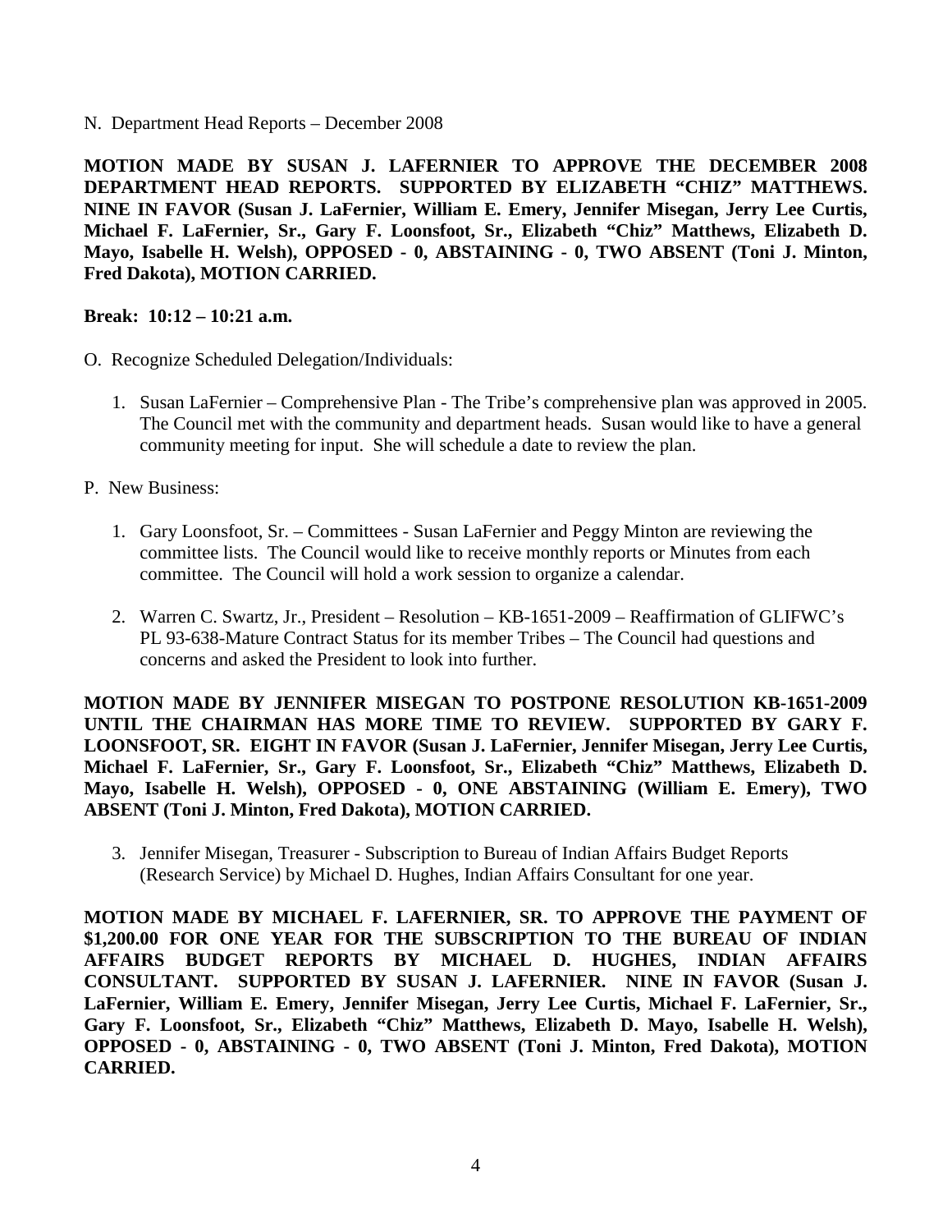N. Department Head Reports – December 2008

**MOTION MADE BY SUSAN J. LAFERNIER TO APPROVE THE DECEMBER 2008 DEPARTMENT HEAD REPORTS. SUPPORTED BY ELIZABETH "CHIZ" MATTHEWS. NINE IN FAVOR (Susan J. LaFernier, William E. Emery, Jennifer Misegan, Jerry Lee Curtis, Michael F. LaFernier, Sr., Gary F. Loonsfoot, Sr., Elizabeth "Chiz" Matthews, Elizabeth D. Mayo, Isabelle H. Welsh), OPPOSED - 0, ABSTAINING - 0, TWO ABSENT (Toni J. Minton, Fred Dakota), MOTION CARRIED.**

**Break: 10:12 – 10:21 a.m.**

O. Recognize Scheduled Delegation/Individuals:

1. Susan LaFernier – Comprehensive Plan - The Tribe's comprehensive plan was approved in 2005. The Council met with the community and department heads. Susan would like to have a general community meeting for input. She will schedule a date to review the plan.

P. New Business:

1. Gary Loonsfoot, Sr. – Committees - Susan LaFernier and Peggy Minton are reviewing the committee lists. The Council would like to receive monthly reports or Minutes from each committee. The Council will hold a work session to organize a calendar.

2. Warren C. Swartz, Jr., President – Resolution – KB-1651-2009 – Reaffirmation of GLIFWC's PL 93-638-Mature Contract Status for its member Tribes – The Council had questions and concerns and asked the President to look into further.

**MOTION MADE BY JENNIFER MISEGAN TO POSTPONE RESOLUTION KB-1651-2009 UNTIL THE CHAIRMAN HAS MORE TIME TO REVIEW. SUPPORTED BY GARY F. LOONSFOOT, SR. EIGHT IN FAVOR (Susan J. LaFernier, Jennifer Misegan, Jerry Lee Curtis, Michael F. LaFernier, Sr., Gary F. Loonsfoot, Sr., Elizabeth "Chiz" Matthews, Elizabeth D. Mayo, Isabelle H. Welsh), OPPOSED - 0, ONE ABSTAINING (William E. Emery), TWO ABSENT (Toni J. Minton, Fred Dakota), MOTION CARRIED.**

3. Jennifer Misegan, Treasurer - Subscription to Bureau of Indian Affairs Budget Reports (Research Service) by Michael D. Hughes, Indian Affairs Consultant for one year.

**MOTION MADE BY MICHAEL F. LAFERNIER, SR. TO APPROVE THE PAYMENT OF $1,200.00 FOR ONE YEAR FOR THE SUBSCRIPTION TO THE BUREAU OF INDIAN AFFAIRS BUDGET REPORTS BY MICHAEL D. HUGHES, INDIAN AFFAIRS CONSULTANT. SUPPORTED BY SUSAN J. LAFERNIER. NINE IN FAVOR (Susan J. LaFernier, William E. Emery, Jennifer Misegan, Jerry Lee Curtis, Michael F. LaFernier, Sr., Gary F. Loonsfoot, Sr., Elizabeth "Chiz" Matthews, Elizabeth D. Mayo, Isabelle H. Welsh), OPPOSED - 0, ABSTAINING - 0, TWO ABSENT (Toni J. Minton, Fred Dakota), MOTION CARRIED.**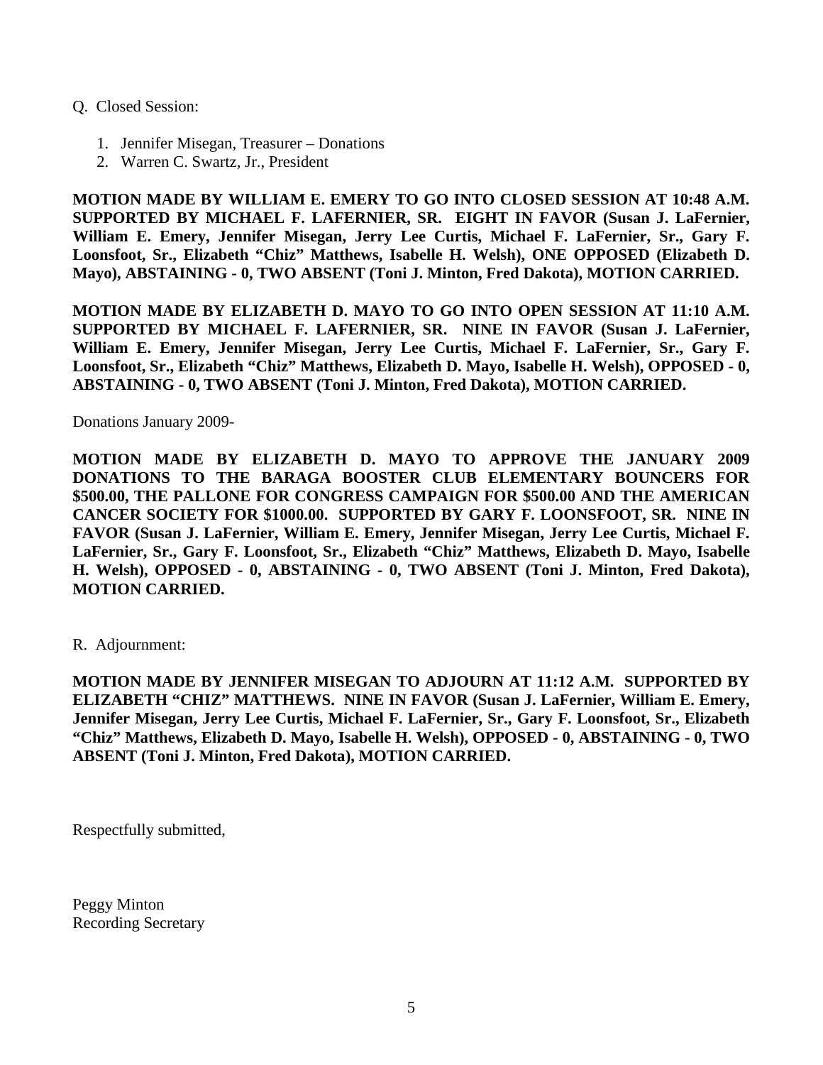Q. Closed Session:

1. Jennifer Misegan, Treasurer – Donations
2. Warren C. Swartz, Jr., President

**MOTION MADE BY WILLIAM E. EMERY TO GO INTO CLOSED SESSION AT 10:48 A.M. SUPPORTED BY MICHAEL F. LAFERNIER, SR. EIGHT IN FAVOR (Susan J. LaFernier, William E. Emery, Jennifer Misegan, Jerry Lee Curtis, Michael F. LaFernier, Sr., Gary F. Loonsfoot, Sr., Elizabeth "Chiz" Matthews, Isabelle H. Welsh), ONE OPPOSED (Elizabeth D. Mayo), ABSTAINING - 0, TWO ABSENT (Toni J. Minton, Fred Dakota), MOTION CARRIED.**

**MOTION MADE BY ELIZABETH D. MAYO TO GO INTO OPEN SESSION AT 11:10 A.M. SUPPORTED BY MICHAEL F. LAFERNIER, SR. NINE IN FAVOR (Susan J. LaFernier, William E. Emery, Jennifer Misegan, Jerry Lee Curtis, Michael F. LaFernier, Sr., Gary F. Loonsfoot, Sr., Elizabeth "Chiz" Matthews, Elizabeth D. Mayo, Isabelle H. Welsh), OPPOSED - 0, ABSTAINING - 0, TWO ABSENT (Toni J. Minton, Fred Dakota), MOTION CARRIED.**

Donations January 2009-

**MOTION MADE BY ELIZABETH D. MAYO TO APPROVE THE JANUARY 2009 DONATIONS TO THE BARAGA BOOSTER CLUB ELEMENTARY BOUNCERS FOR $500.00, THE PALLONE FOR CONGRESS CAMPAIGN FOR $500.00 AND THE AMERICAN CANCER SOCIETY FOR $1000.00. SUPPORTED BY GARY F. LOONSFOOT, SR. NINE IN FAVOR (Susan J. LaFernier, William E. Emery, Jennifer Misegan, Jerry Lee Curtis, Michael F. LaFernier, Sr., Gary F. Loonsfoot, Sr., Elizabeth "Chiz" Matthews, Elizabeth D. Mayo, Isabelle H. Welsh), OPPOSED - 0, ABSTAINING - 0, TWO ABSENT (Toni J. Minton, Fred Dakota), MOTION CARRIED.**

R. Adjournment:

**MOTION MADE BY JENNIFER MISEGAN TO ADJOURN AT 11:12 A.M. SUPPORTED BY ELIZABETH "CHIZ" MATTHEWS. NINE IN FAVOR (Susan J. LaFernier, William E. Emery, Jennifer Misegan, Jerry Lee Curtis, Michael F. LaFernier, Sr., Gary F. Loonsfoot, Sr., Elizabeth "Chiz" Matthews, Elizabeth D. Mayo, Isabelle H. Welsh), OPPOSED - 0, ABSTAINING - 0, TWO ABSENT (Toni J. Minton, Fred Dakota), MOTION CARRIED.**

Respectfully submitted,

Peggy Minton
Recording Secretary